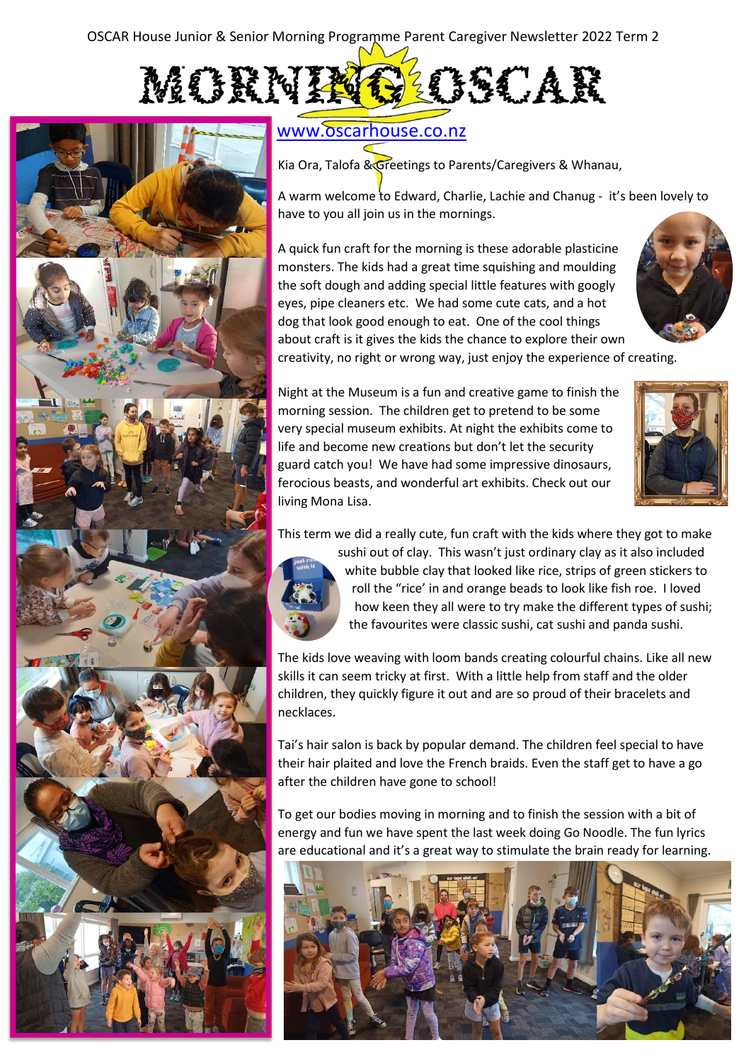OSCAR House Junior & Senior Morning Programme Parent Caregiver Newsletter 2022 Term 2

# MORNING OSCAR

www.oscarhouse.co.nz

Kia Ora, Talofa & Greetings to Parents/Caregivers & Whanau,

A warm welcome to Edward, Charlie, Lachie and Chanug - it's been lovely to have to you all join us in the mornings.

A quick fun craft for the morning is these adorable plasticine monsters. The kids had a great time squishing and moulding the soft dough and adding special little features with googly eyes, pipe cleaners etc. We had some cute cats, and a hot dog that look good enough to eat. One of the cool things about craft is it gives the kids the chance to explore their own creativity, no right or wrong way, just enjoy the experience of creating.

Night at the Museum is a fun and creative game to finish the morning session. The children get to pretend to be some very special museum exhibits. At night the exhibits come to life and become new creations but don't let the security guard catch you! We have had some impressive dinosaurs, ferocious beasts, and wonderful art exhibits. Check out our living Mona Lisa.

This term we did a really cute, fun craft with the kids where they got to make sushi out of clay. This wasn't just ordinary clay as it also included white bubble clay that looked like rice, strips of green stickers to roll the "rice' in and orange beads to look like fish roe. I loved how keen they all were to try make the different types of sushi; the favourites were classic sushi, cat sushi and panda sushi.

The kids love weaving with loom bands creating colourful chains. Like all new skills it can seem tricky at first. With a little help from staff and the older children, they quickly figure it out and are so proud of their bracelets and necklaces.

Tai's hair salon is back by popular demand. The children feel special to have their hair plaited and love the French braids. Even the staff get to have a go after the children have gone to school!

To get our bodies moving in morning and to finish the session with a bit of energy and fun we have spent the last week doing Go Noodle. The fun lyrics are educational and it's a great way to stimulate the brain ready for learning.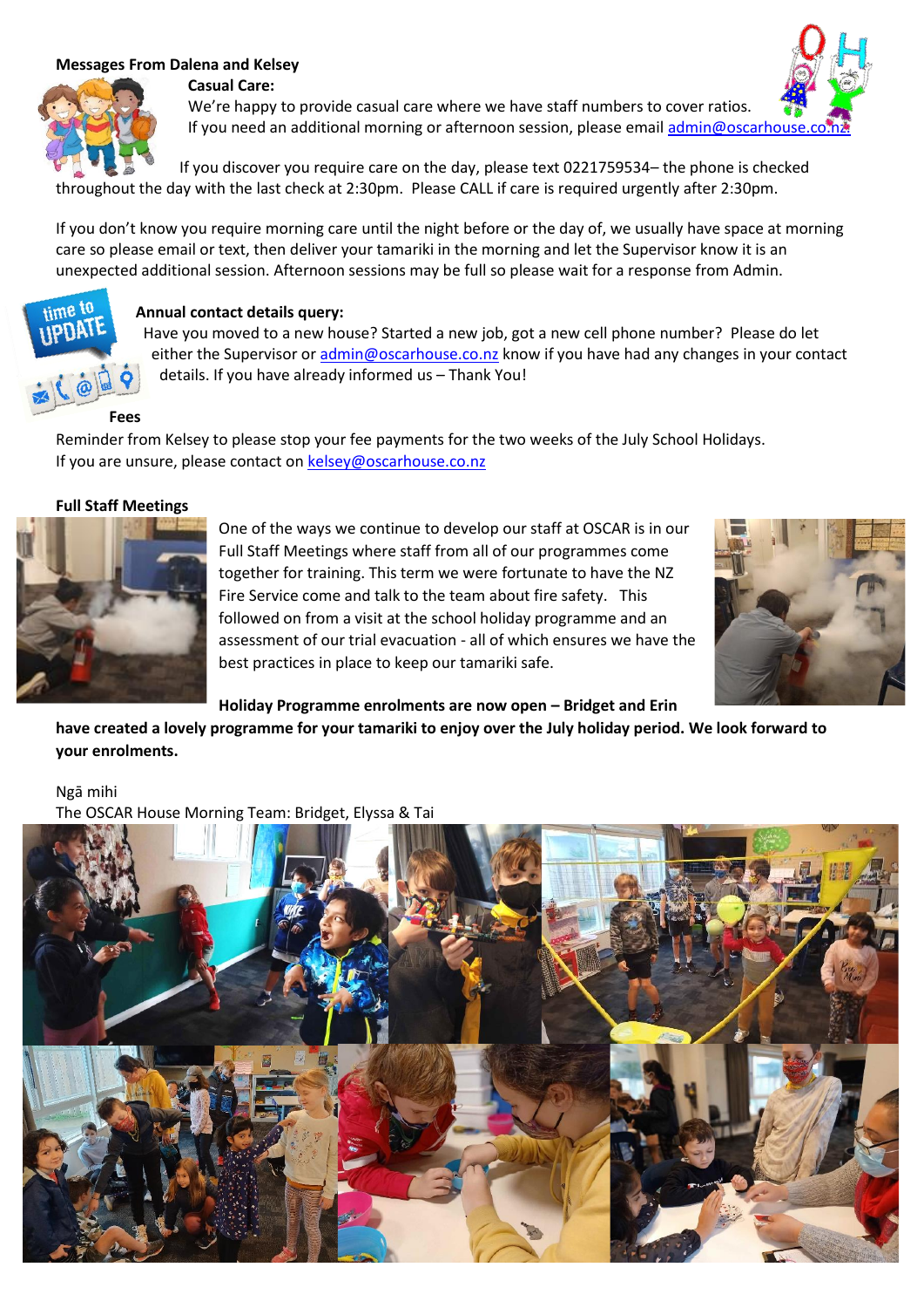**Messages From Dalena and Kelsey**

**Casual Care:**

We're happy to provide casual care where we have staff numbers to cover ratios.
If you need an additional morning or afternoon session, please email admin@oscarhouse.co.nz.

If you discover you require care on the day, please text 0221759534– the phone is checked throughout the day with the last check at 2:30pm. Please CALL if care is required urgently after 2:30pm.

If you don't know you require morning care until the night before or the day of, we usually have space at morning care so please email or text, then deliver your tamariki in the morning and let the Supervisor know it is an unexpected additional session. Afternoon sessions may be full so please wait for a response from Admin.

**Annual contact details query:**

Have you moved to a new house? Started a new job, got a new cell phone number? Please do let either the Supervisor or admin@oscarhouse.co.nz know if you have had any changes in your contact details. If you have already informed us – Thank You!

**Fees**

Reminder from Kelsey to please stop your fee payments for the two weeks of the July School Holidays.
If you are unsure, please contact on kelsey@oscarhouse.co.nz

**Full Staff Meetings**

One of the ways we continue to develop our staff at OSCAR is in our Full Staff Meetings where staff from all of our programmes come together for training. This term we were fortunate to have the NZ Fire Service come and talk to the team about fire safety. This followed on from a visit at the school holiday programme and an assessment of our trial evacuation - all of which ensures we have the best practices in place to keep our tamariki safe.

**Holiday Programme enrolments are now open – Bridget and Erin have created a lovely programme for your tamariki to enjoy over the July holiday period. We look forward to your enrolments.**

Ngā mihi
The OSCAR House Morning Team: Bridget, Elyssa & Tai